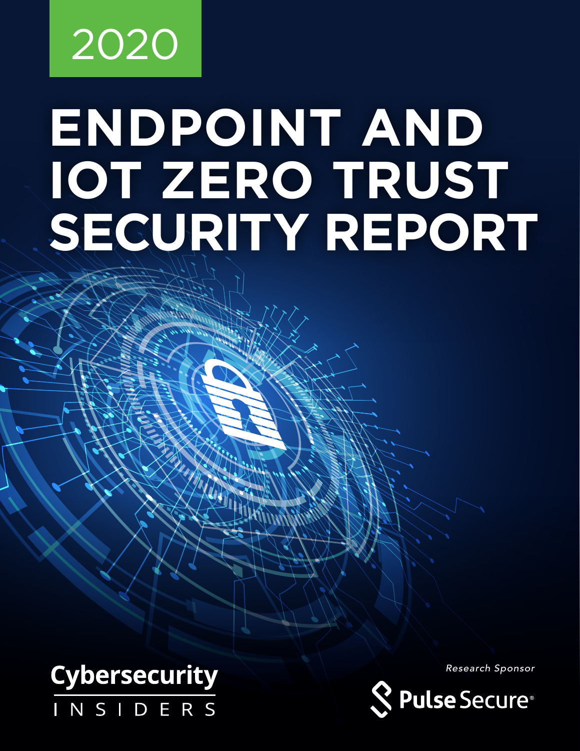2020

# ENDPOINT AND IOT ZERO TRUST SECURITY REPORT

Cybersecurity INSIDERS

*Research Sponsor*

Pulse Secure®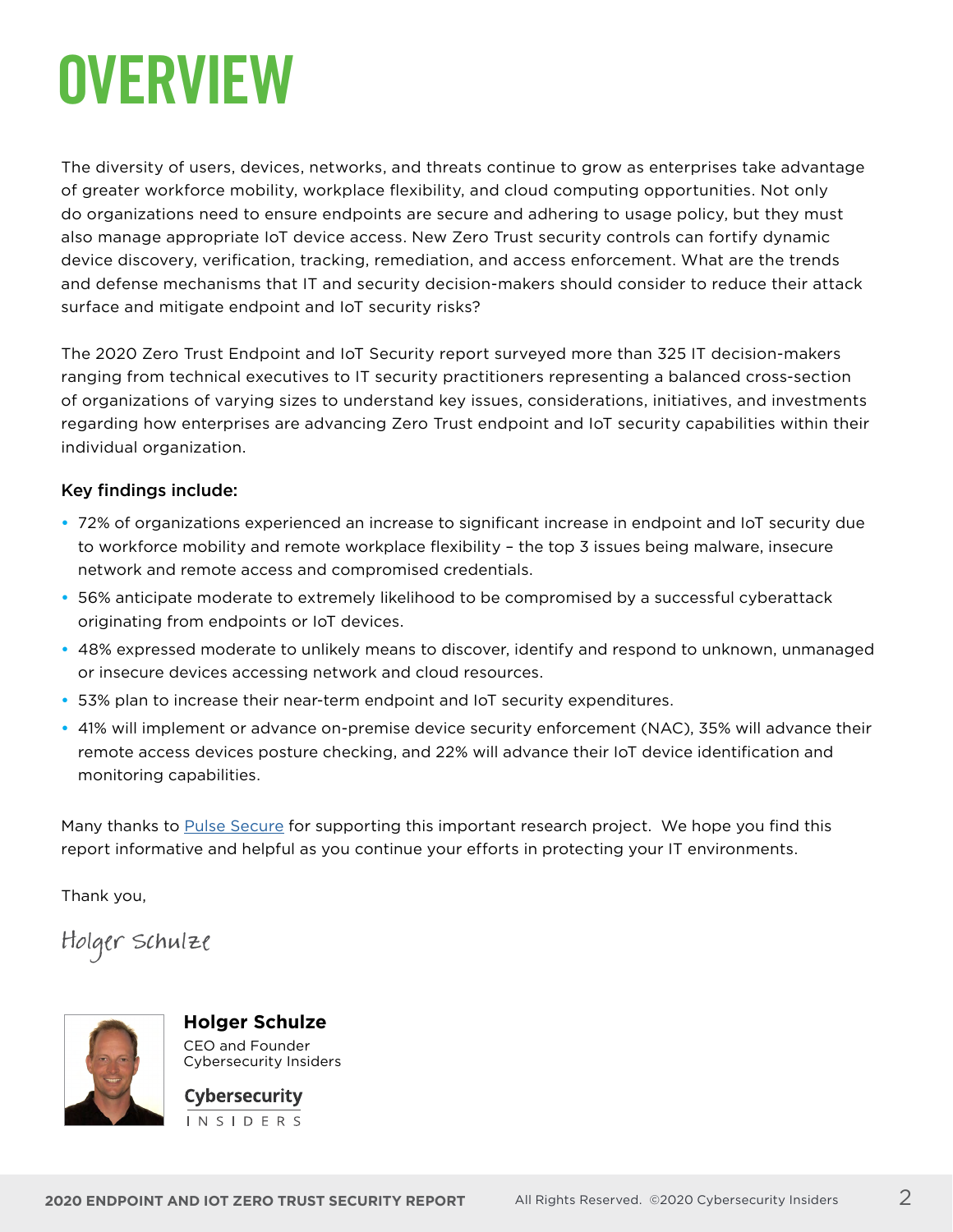# OVERVIEW

The diversity of users, devices, networks, and threats continue to grow as enterprises take advantage of greater workforce mobility, workplace flexibility, and cloud computing opportunities. Not only do organizations need to ensure endpoints are secure and adhering to usage policy, but they must also manage appropriate IoT device access. New Zero Trust security controls can fortify dynamic device discovery, verification, tracking, remediation, and access enforcement. What are the trends and defense mechanisms that IT and security decision-makers should consider to reduce their attack surface and mitigate endpoint and IoT security risks?

The 2020 Zero Trust Endpoint and IoT Security report surveyed more than 325 IT decision-makers ranging from technical executives to IT security practitioners representing a balanced cross-section of organizations of varying sizes to understand key issues, considerations, initiatives, and investments regarding how enterprises are advancing Zero Trust endpoint and IoT security capabilities within their individual organization.

**Key findings include:**

- 72% of organizations experienced an increase to significant increase in endpoint and IoT security due to workforce mobility and remote workplace flexibility – the top 3 issues being malware, insecure network and remote access and compromised credentials.
- 56% anticipate moderate to extremely likelihood to be compromised by a successful cyberattack originating from endpoints or IoT devices.
- 48% expressed moderate to unlikely means to discover, identify and respond to unknown, unmanaged or insecure devices accessing network and cloud resources.
- 53% plan to increase their near-term endpoint and IoT security expenditures.
- 41% will implement or advance on-premise device security enforcement (NAC), 35% will advance their remote access devices posture checking, and 22% will advance their IoT device identification and monitoring capabilities.

Many thanks to Pulse Secure for supporting this important research project. We hope you find this report informative and helpful as you continue your efforts in protecting your IT environments.

Thank you,

Holger Schulze

**Holger Schulze**
CEO and Founder
Cybersecurity Insiders

Cybersecurity INSIDERS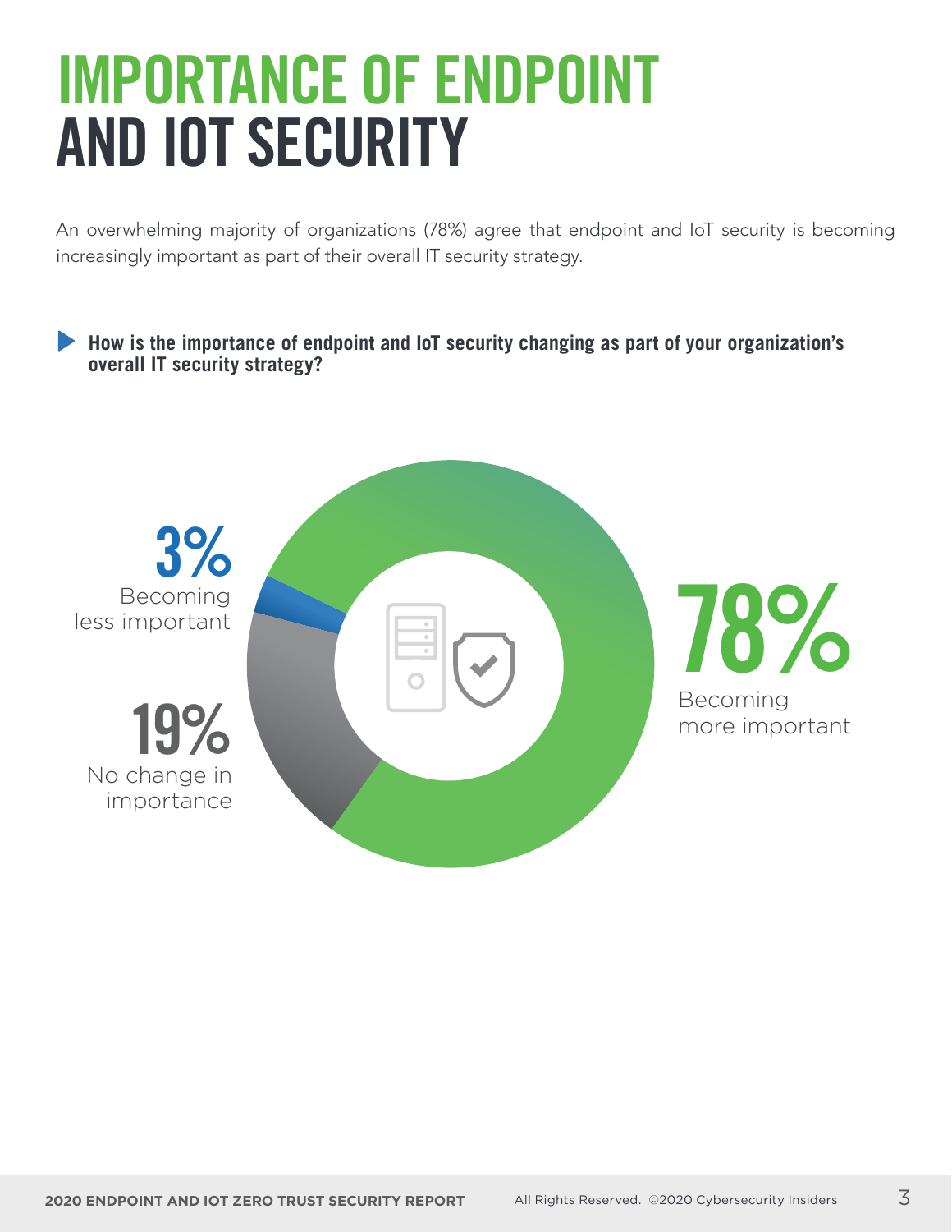# IMPORTANCE OF ENDPOINT AND IOT SECURITY

An overwhelming majority of organizations (78%) agree that endpoint and IoT security is becoming increasingly important as part of their overall IT security strategy.

**How is the importance of endpoint and IoT security changing as part of your organization's overall IT security strategy?**

**3%** Becoming less important

**19%** No change in importance

**78%** Becoming more important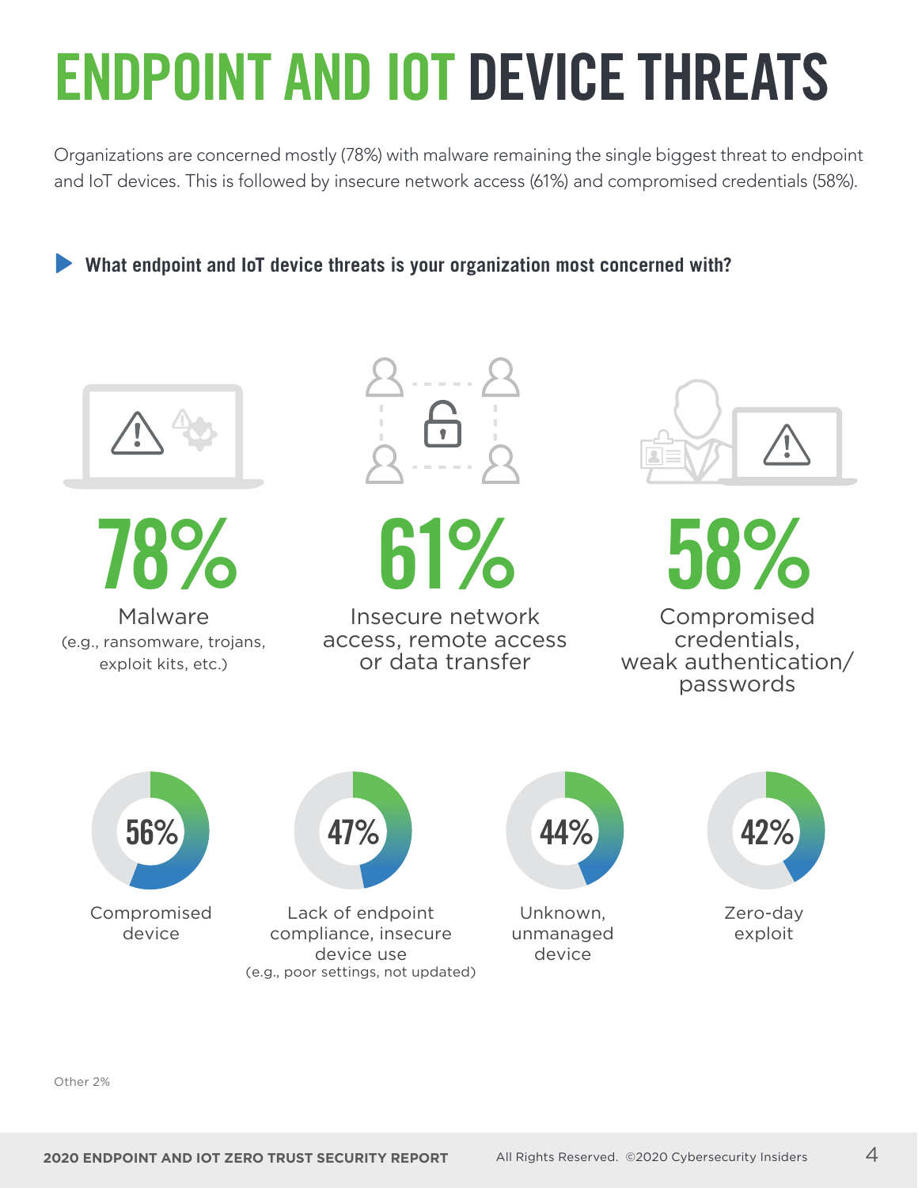# ENDPOINT AND IOT DEVICE THREATS

Organizations are concerned mostly (78%) with malware remaining the single biggest threat to endpoint and IoT devices. This is followed by insecure network access (61%) and compromised credentials (58%).

**What endpoint and IoT device threats is your organization most concerned with?**

**78%**
Malware
(e.g., ransomware, trojans, exploit kits, etc.)

**61%**
Insecure network access, remote access or data transfer

**58%**
Compromised credentials, weak authentication/ passwords

**56%**
Compromised device

**47%**
Lack of endpoint compliance, insecure device use
(e.g., poor settings, not updated)

**44%**
Unknown, unmanaged device

**42%**
Zero-day exploit

Other 2%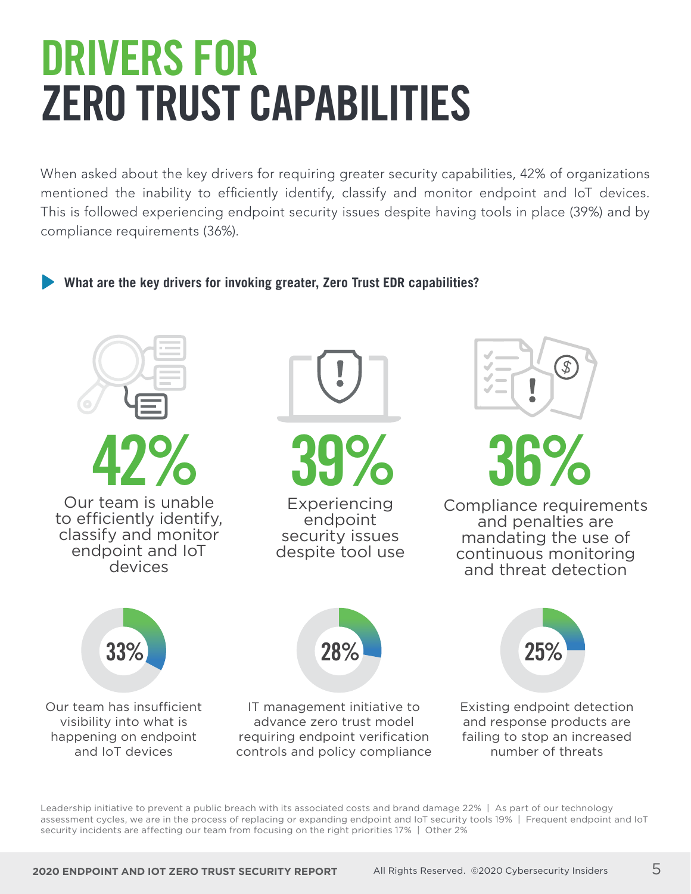# DRIVERS FOR ZERO TRUST CAPABILITIES

When asked about the key drivers for requiring greater security capabilities, 42% of organizations mentioned the inability to efficiently identify, classify and monitor endpoint and IoT devices. This is followed experiencing endpoint security issues despite having tools in place (39%) and by compliance requirements (36%).

**What are the key drivers for invoking greater, Zero Trust EDR capabilities?**

**42%** Our team is unable to efficiently identify, classify and monitor endpoint and IoT devices

**39%** Experiencing endpoint security issues despite tool use

**36%** Compliance requirements and penalties are mandating the use of continuous monitoring and threat detection

**33%** Our team has insufficient visibility into what is happening on endpoint and IoT devices

**28%** IT management initiative to advance zero trust model requiring endpoint verification controls and policy compliance

**25%** Existing endpoint detection and response products are failing to stop an increased number of threats

Leadership initiative to prevent a public breach with its associated costs and brand damage 22% | As part of our technology assessment cycles, we are in the process of replacing or expanding endpoint and IoT security tools 19% | Frequent endpoint and IoT security incidents are affecting our team from focusing on the right priorities 17% | Other 2%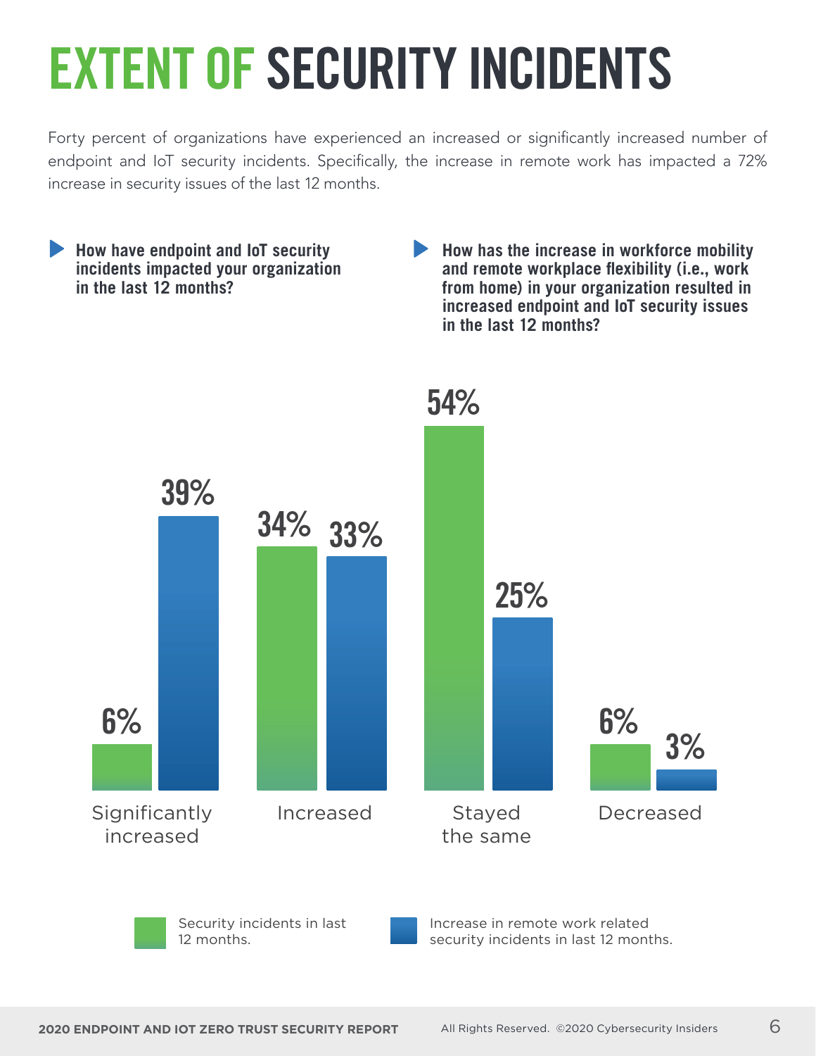# EXTENT OF SECURITY INCIDENTS

Forty percent of organizations have experienced an increased or significantly increased number of endpoint and IoT security incidents. Specifically, the increase in remote work has impacted a 72% increase in security issues of the last 12 months.

**How have endpoint and IoT security incidents impacted your organization in the last 12 months?**

**How has the increase in workforce mobility and remote workplace flexibility (i.e., work from home) in your organization resulted in increased endpoint and IoT security issues in the last 12 months?**

| | Security incidents in last 12 months. | Increase in remote work related security incidents in last 12 months. |
|---|---|---|
| Significantly increased | 6% | 39% |
| Increased | 34% | 33% |
| Stayed the same | 54% | 25% |
| Decreased | 6% | 3% |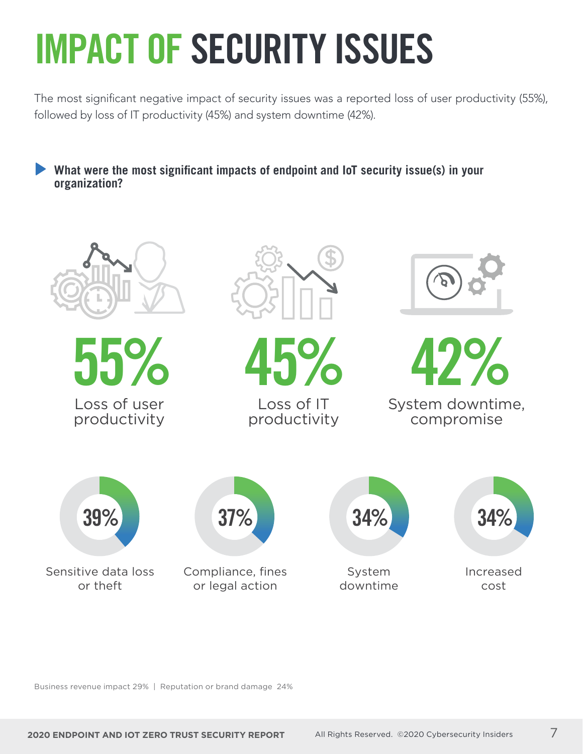# IMPACT OF SECURITY ISSUES

The most significant negative impact of security issues was a reported loss of user productivity (55%), followed by loss of IT productivity (45%) and system downtime (42%).

**What were the most significant impacts of endpoint and IoT security issue(s) in your organization?**

**55%**
Loss of user productivity

**45%**
Loss of IT productivity

**42%**
System downtime, compromise

**39%**
Sensitive data loss or theft

**37%**
Compliance, fines or legal action

**34%**
System downtime

**34%**
Increased cost

Business revenue impact 29% | Reputation or brand damage 24%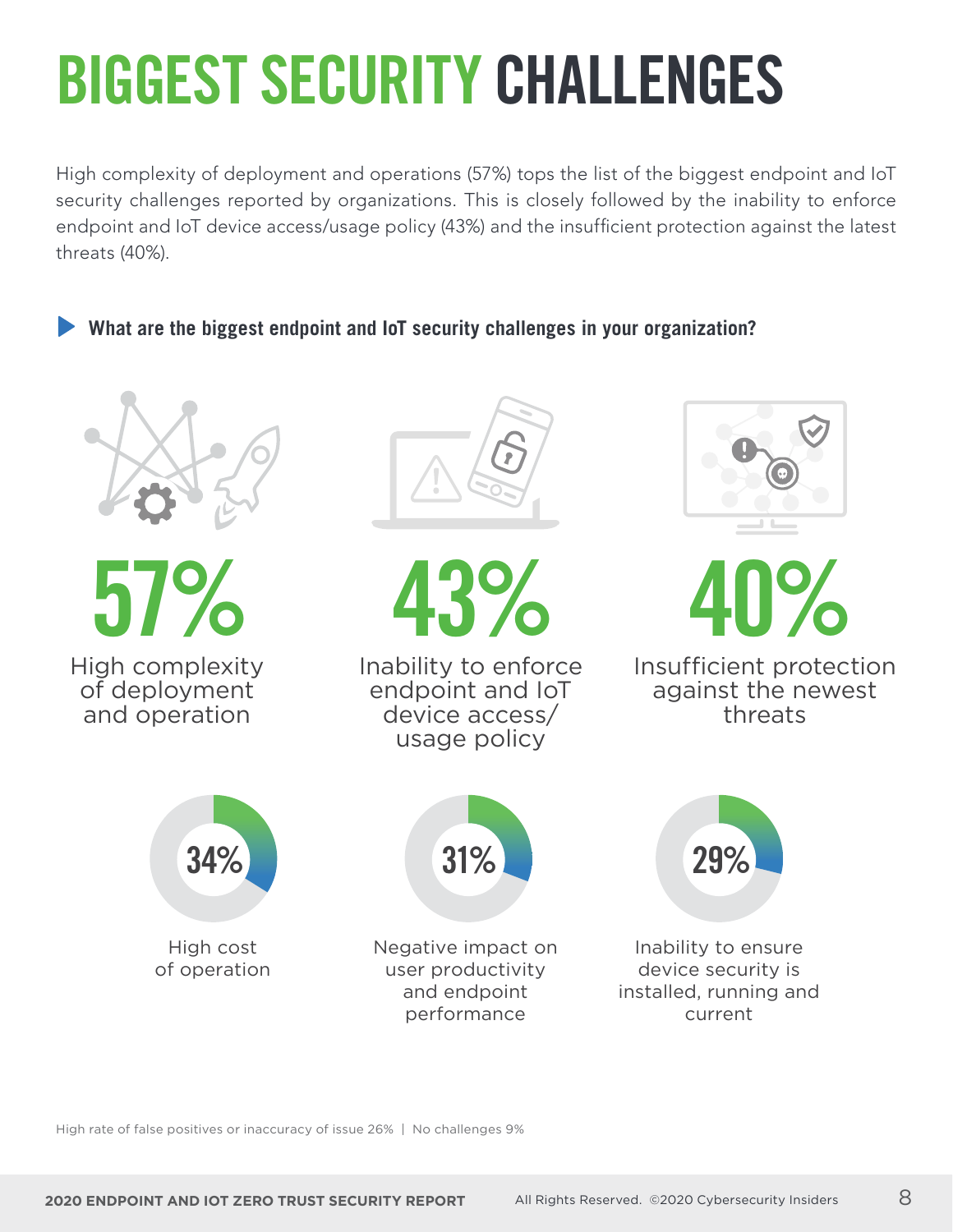# BIGGEST SECURITY CHALLENGES

High complexity of deployment and operations (57%) tops the list of the biggest endpoint and IoT security challenges reported by organizations. This is closely followed by the inability to enforce endpoint and IoT device access/usage policy (43%) and the insufficient protection against the latest threats (40%).

**What are the biggest endpoint and IoT security challenges in your organization?**

**57%**
High complexity of deployment and operation

**43%**
Inability to enforce endpoint and IoT device access/ usage policy

**40%**
Insufficient protection against the newest threats

**34%**
High cost of operation

**31%**
Negative impact on user productivity and endpoint performance

**29%**
Inability to ensure device security is installed, running and current

High rate of false positives or inaccuracy of issue 26% | No challenges 9%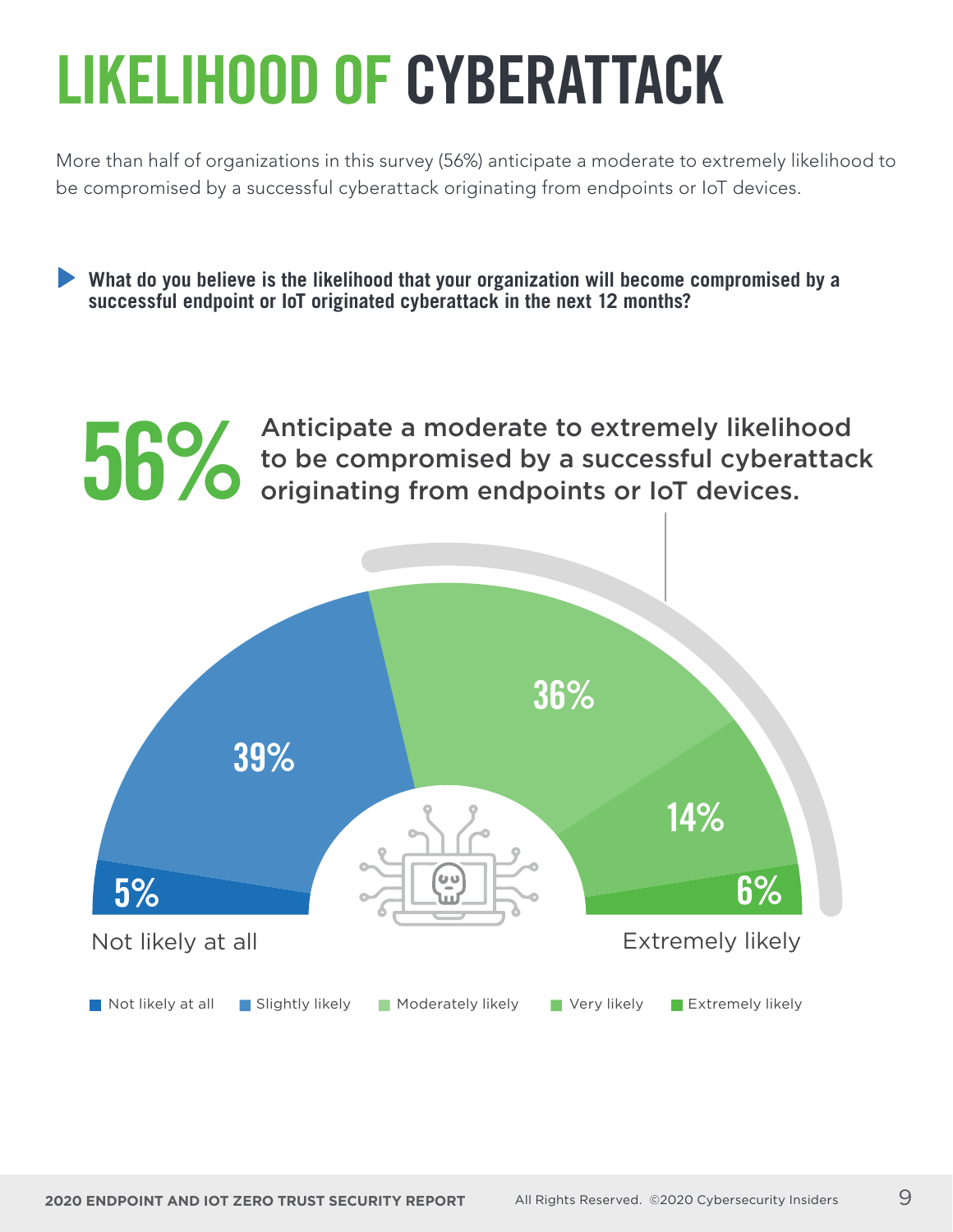# LIKELIHOOD OF CYBERATTACK

More than half of organizations in this survey (56%) anticipate a moderate to extremely likelihood to be compromised by a successful cyberattack originating from endpoints or IoT devices.

**What do you believe is the likelihood that your organization will become compromised by a successful endpoint or IoT originated cyberattack in the next 12 months?**

**56%** Anticipate a moderate to extremely likelihood to be compromised by a successful cyberattack originating from endpoints or IoT devices.

| Response | Percentage |
|---|---|
| Not likely at all | 5% |
| Slightly likely | 39% |
| Moderately likely | 36% |
| Very likely | 14% |
| Extremely likely | 6% |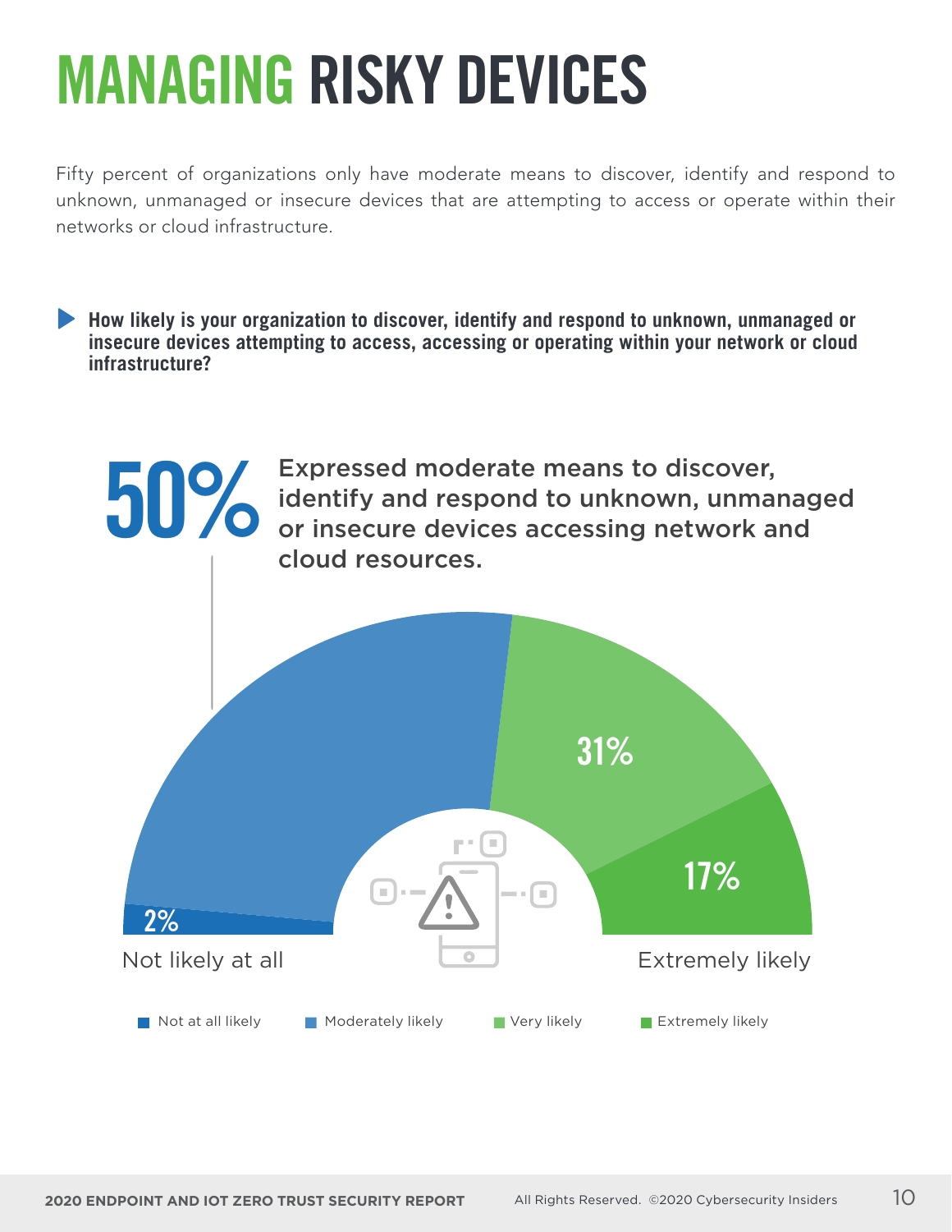# MANAGING RISKY DEVICES

Fifty percent of organizations only have moderate means to discover, identify and respond to unknown, unmanaged or insecure devices that are attempting to access or operate within their networks or cloud infrastructure.

**How likely is your organization to discover, identify and respond to unknown, unmanaged or insecure devices attempting to access, accessing or operating within your network or cloud infrastructure?**

**50%** Expressed moderate means to discover, identify and respond to unknown, unmanaged or insecure devices accessing network and cloud resources.

| Response | Percentage |
|---|---|
| Not at all likely | 2% |
| Moderately likely | 50% |
| Very likely | 31% |
| Extremely likely | 17% |

Not likely at all — Extremely likely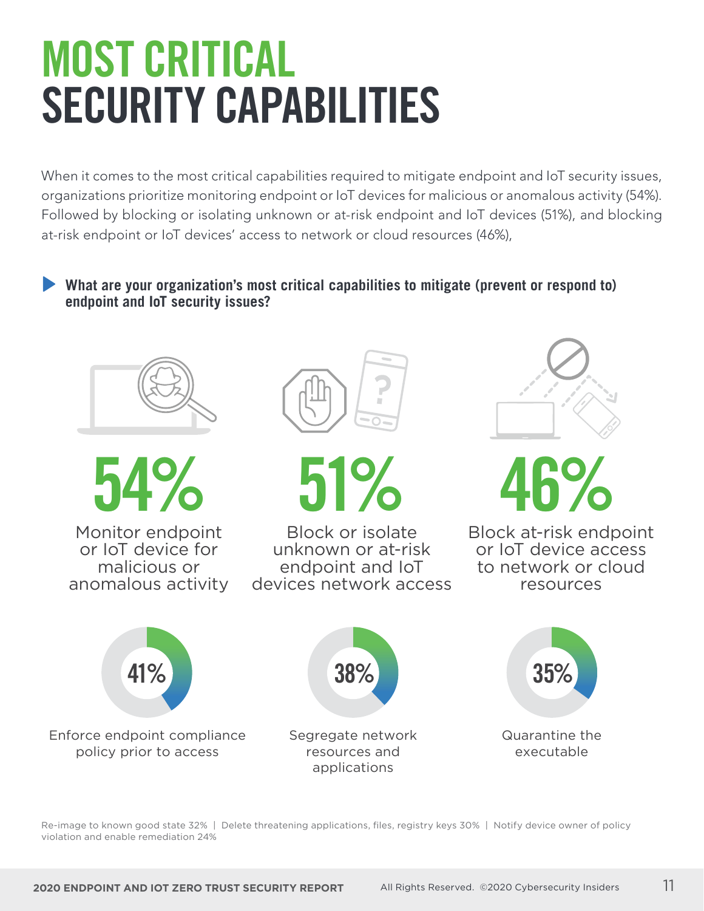# MOST CRITICAL SECURITY CAPABILITIES

When it comes to the most critical capabilities required to mitigate endpoint and IoT security issues, organizations prioritize monitoring endpoint or IoT devices for malicious or anomalous activity (54%). Followed by blocking or isolating unknown or at-risk endpoint and IoT devices (51%), and blocking at-risk endpoint or IoT devices' access to network or cloud resources (46%),

**What are your organization's most critical capabilities to mitigate (prevent or respond to) endpoint and IoT security issues?**

**54%**
Monitor endpoint or IoT device for malicious or anomalous activity

**51%**
Block or isolate unknown or at-risk endpoint and IoT devices network access

**46%**
Block at-risk endpoint or IoT device access to network or cloud resources

**41%**
Enforce endpoint compliance policy prior to access

**38%**
Segregate network resources and applications

**35%**
Quarantine the executable

Re-image to known good state 32% | Delete threatening applications, files, registry keys 30% | Notify device owner of policy violation and enable remediation 24%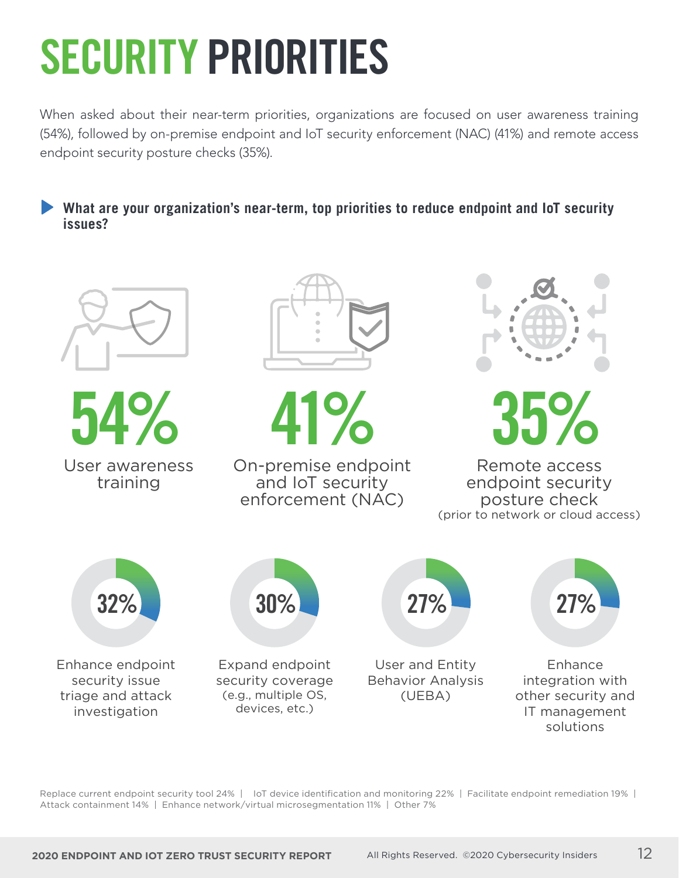# SECURITY PRIORITIES

When asked about their near-term priorities, organizations are focused on user awareness training (54%), followed by on-premise endpoint and IoT security enforcement (NAC) (41%) and remote access endpoint security posture checks (35%).

**What are your organization's near-term, top priorities to reduce endpoint and IoT security issues?**

**54%** User awareness training

**41%** On-premise endpoint and IoT security enforcement (NAC)

**35%** Remote access endpoint security posture check (prior to network or cloud access)

**32%** Enhance endpoint security issue triage and attack investigation

**30%** Expand endpoint security coverage (e.g., multiple OS, devices, etc.)

**27%** User and Entity Behavior Analysis (UEBA)

**27%** Enhance integration with other security and IT management solutions

Replace current endpoint security tool 24% | IoT device identification and monitoring 22% | Facilitate endpoint remediation 19% | Attack containment 14% | Enhance network/virtual microsegmentation 11% | Other 7%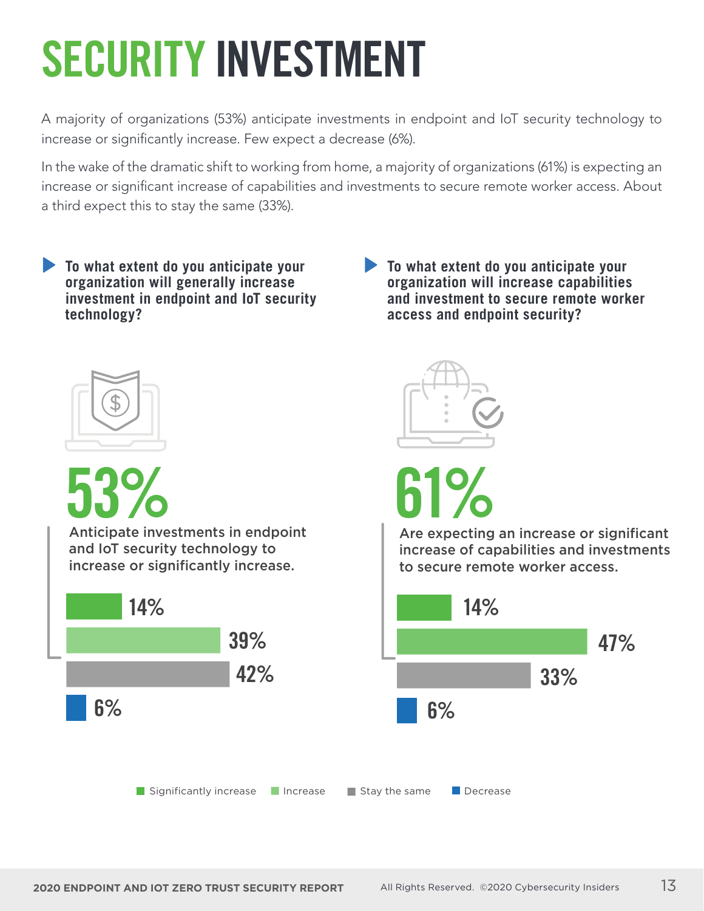# SECURITY INVESTMENT

A majority of organizations (53%) anticipate investments in endpoint and IoT security technology to increase or significantly increase. Few expect a decrease (6%).

In the wake of the dramatic shift to working from home, a majority of organizations (61%) is expecting an increase or significant increase of capabilities and investments to secure remote worker access. About a third expect this to stay the same (33%).

**To what extent do you anticipate your organization will generally increase investment in endpoint and IoT security technology?**

**53%**

Anticipate investments in endpoint and IoT security technology to increase or significantly increase.

| Response | Percentage |
|---|---|
| Significantly increase | 14% |
| Increase | 39% |
| Stay the same | 42% |
| Decrease | 6% |

**To what extent do you anticipate your organization will increase capabilities and investment to secure remote worker access and endpoint security?**

**61%**

Are expecting an increase or significant increase of capabilities and investments to secure remote worker access.

| Response | Percentage |
|---|---|
| Significantly increase | 14% |
| Increase | 47% |
| Stay the same | 33% |
| Decrease | 6% |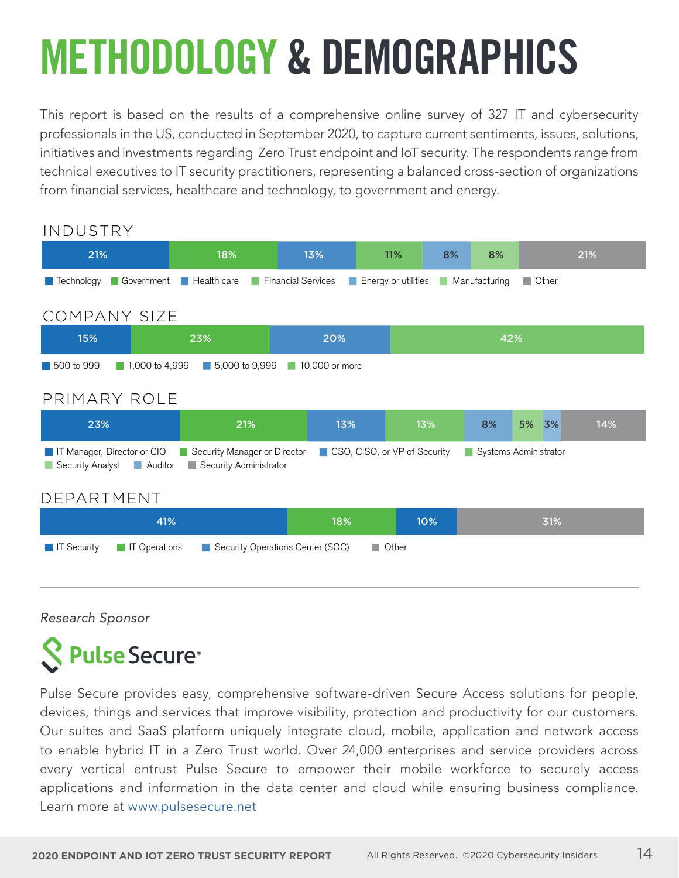# METHODOLOGY & DEMOGRAPHICS

This report is based on the results of a comprehensive online survey of 327 IT and cybersecurity professionals in the US, conducted in September 2020, to capture current sentiments, issues, solutions, initiatives and investments regarding Zero Trust endpoint and IoT security. The respondents range from technical executives to IT security practitioners, representing a balanced cross-section of organizations from financial services, healthcare and technology, to government and energy.

## INDUSTRY

21% 18% 13% 11% 8% 8% 21%

Technology, Government, Health care, Financial Services, Energy or utilities, Manufacturing, Other

## COMPANY SIZE

15% 23% 20% 42%

500 to 999, 1,000 to 4,999, 5,000 to 9,999, 10,000 or more

## PRIMARY ROLE

23% 21% 13% 13% 8% 5% 3% 14%

IT Manager, Director or CIO, Security Manager or Director, CSO, CISO, or VP of Security, Systems Administrator, Security Analyst, Auditor, Security Administrator

## DEPARTMENT

41% 18% 10% 31%

IT Security, IT Operations, Security Operations Center (SOC), Other

---

*Research Sponsor*

**Pulse Secure**

Pulse Secure provides easy, comprehensive software-driven Secure Access solutions for people, devices, things and services that improve visibility, protection and productivity for our customers. Our suites and SaaS platform uniquely integrate cloud, mobile, application and network access to enable hybrid IT in a Zero Trust world. Over 24,000 enterprises and service providers across every vertical entrust Pulse Secure to empower their mobile workforce to securely access applications and information in the data center and cloud while ensuring business compliance. Learn more at www.pulsesecure.net